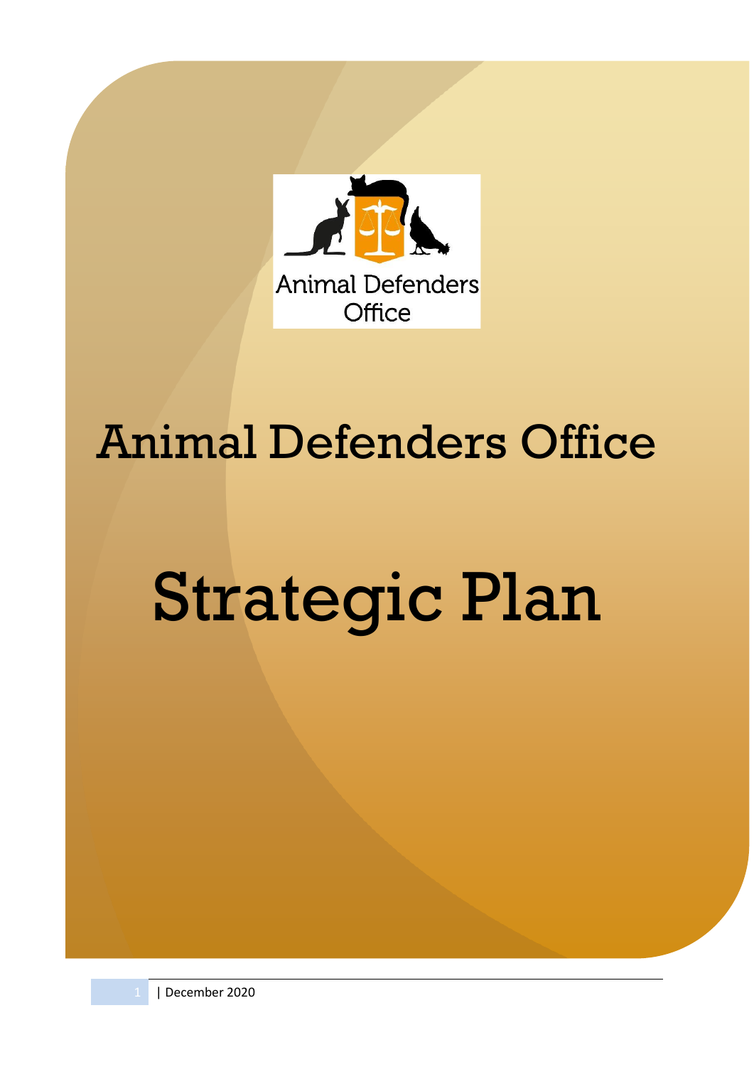Animal Defenders Office

# Animal Defenders Office

# Strategic Plan

| December 2020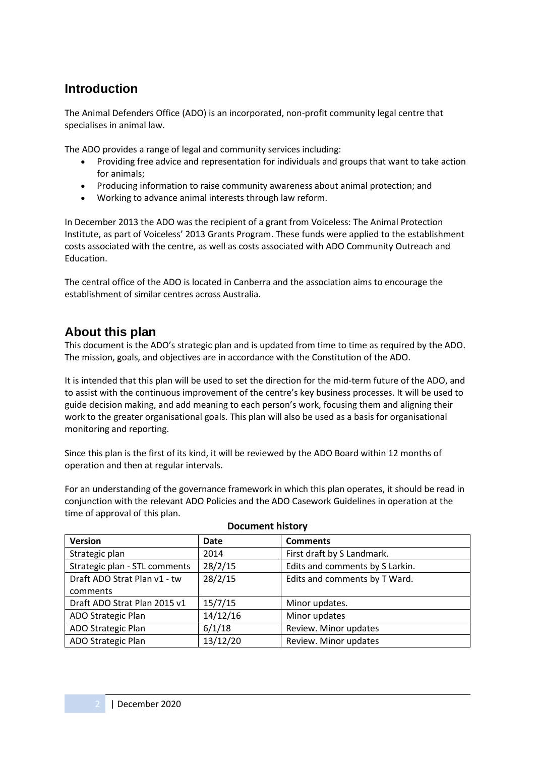## Introduction

The Animal Defenders Office (ADO) is an incorporated, non-profit community legal centre that specialises in animal law.

The ADO provides a range of legal and community services including:

- Providing free advice and representation for individuals and groups that want to take action for animals;
- Producing information to raise community awareness about animal protection; and
- Working to advance animal interests through law reform.

In December 2013 the ADO was the recipient of a grant from Voiceless: The Animal Protection Institute, as part of Voiceless' 2013 Grants Program. These funds were applied to the establishment costs associated with the centre, as well as costs associated with ADO Community Outreach and Education.

The central office of the ADO is located in Canberra and the association aims to encourage the establishment of similar centres across Australia.

## About this plan

This document is the ADO's strategic plan and is updated from time to time as required by the ADO. The mission, goals, and objectives are in accordance with the Constitution of the ADO.

It is intended that this plan will be used to set the direction for the mid-term future of the ADO, and to assist with the continuous improvement of the centre's key business processes. It will be used to guide decision making, and add meaning to each person's work, focusing them and aligning their work to the greater organisational goals. This plan will also be used as a basis for organisational monitoring and reporting.

Since this plan is the first of its kind, it will be reviewed by the ADO Board within 12 months of operation and then at regular intervals.

For an understanding of the governance framework in which this plan operates, it should be read in conjunction with the relevant ADO Policies and the ADO Casework Guidelines in operation at the time of approval of this plan.

**Document history**

| Version | Date | Comments |
|---|---|---|
| Strategic plan | 2014 | First draft by S Landmark. |
| Strategic plan - STL comments | 28/2/15 | Edits and comments by S Larkin. |
| Draft ADO Strat Plan v1 - tw comments | 28/2/15 | Edits and comments by T Ward. |
| Draft ADO Strat Plan 2015 v1 | 15/7/15 | Minor updates. |
| ADO Strategic Plan | 14/12/16 | Minor updates |
| ADO Strategic Plan | 6/1/18 | Review. Minor updates |
| ADO Strategic Plan | 13/12/20 | Review. Minor updates |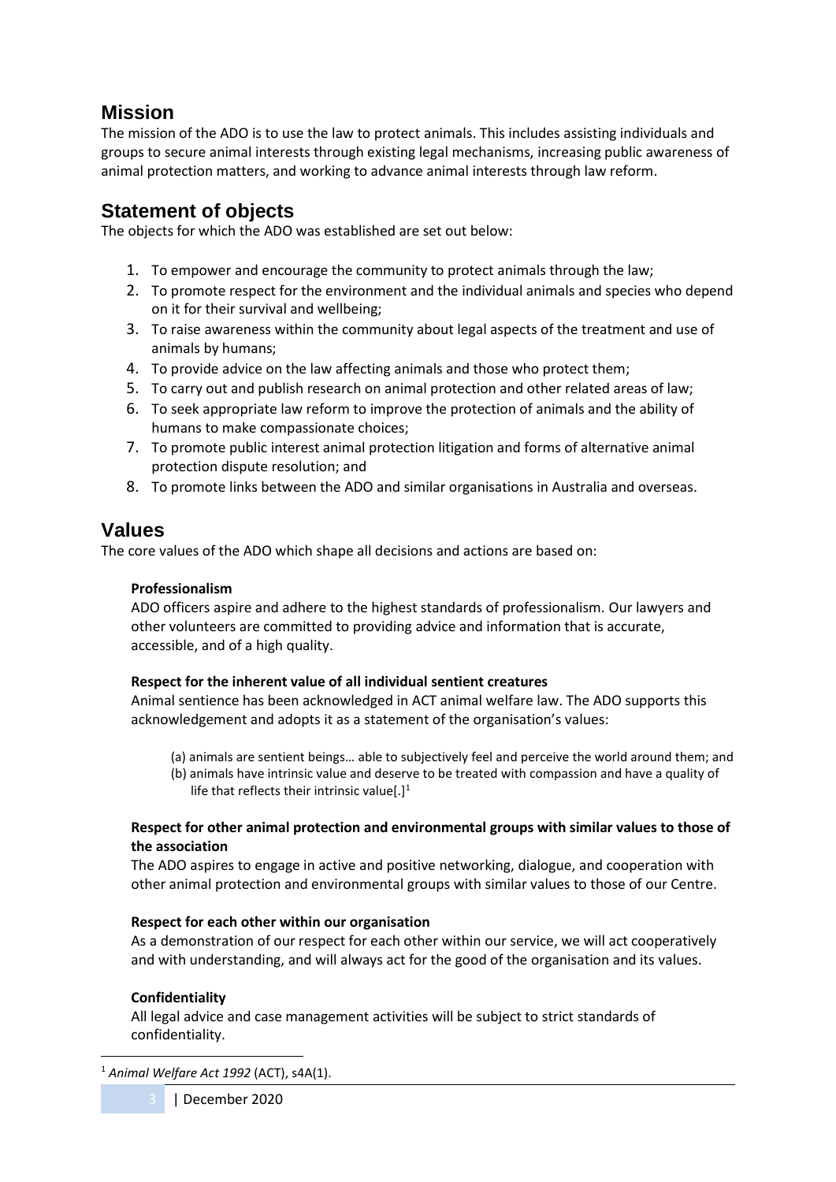## Mission

The mission of the ADO is to use the law to protect animals. This includes assisting individuals and groups to secure animal interests through existing legal mechanisms, increasing public awareness of animal protection matters, and working to advance animal interests through law reform.

## Statement of objects

The objects for which the ADO was established are set out below:

1. To empower and encourage the community to protect animals through the law;
2. To promote respect for the environment and the individual animals and species who depend on it for their survival and wellbeing;
3. To raise awareness within the community about legal aspects of the treatment and use of animals by humans;
4. To provide advice on the law affecting animals and those who protect them;
5. To carry out and publish research on animal protection and other related areas of law;
6. To seek appropriate law reform to improve the protection of animals and the ability of humans to make compassionate choices;
7. To promote public interest animal protection litigation and forms of alternative animal protection dispute resolution; and
8. To promote links between the ADO and similar organisations in Australia and overseas.

## Values

The core values of the ADO which shape all decisions and actions are based on:

**Professionalism**

ADO officers aspire and adhere to the highest standards of professionalism. Our lawyers and other volunteers are committed to providing advice and information that is accurate, accessible, and of a high quality.

**Respect for the inherent value of all individual sentient creatures**

Animal sentience has been acknowledged in ACT animal welfare law. The ADO supports this acknowledgement and adopts it as a statement of the organisation's values:

> (a) animals are sentient beings… able to subjectively feel and perceive the world around them; and
> (b) animals have intrinsic value and deserve to be treated with compassion and have a quality of life that reflects their intrinsic value[.][1]

**Respect for other animal protection and environmental groups with similar values to those of the association**

The ADO aspires to engage in active and positive networking, dialogue, and cooperation with other animal protection and environmental groups with similar values to those of our Centre.

**Respect for each other within our organisation**

As a demonstration of our respect for each other within our service, we will act cooperatively and with understanding, and will always act for the good of the organisation and its values.

**Confidentiality**

All legal advice and case management activities will be subject to strict standards of confidentiality.

---

[1] *Animal Welfare Act 1992* (ACT), s4A(1).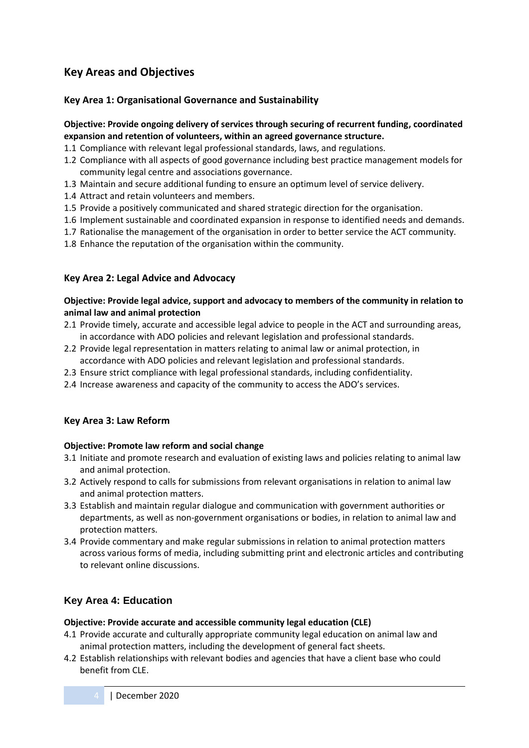## Key Areas and Objectives

### Key Area 1: Organisational Governance and Sustainability

**Objective: Provide ongoing delivery of services through securing of recurrent funding, coordinated expansion and retention of volunteers, within an agreed governance structure.**

1.1 Compliance with relevant legal professional standards, laws, and regulations.
1.2 Compliance with all aspects of good governance including best practice management models for community legal centre and associations governance.
1.3 Maintain and secure additional funding to ensure an optimum level of service delivery.
1.4 Attract and retain volunteers and members.
1.5 Provide a positively communicated and shared strategic direction for the organisation.
1.6 Implement sustainable and coordinated expansion in response to identified needs and demands.
1.7 Rationalise the management of the organisation in order to better service the ACT community.
1.8 Enhance the reputation of the organisation within the community.

### Key Area 2: Legal Advice and Advocacy

**Objective: Provide legal advice, support and advocacy to members of the community in relation to animal law and animal protection**

2.1 Provide timely, accurate and accessible legal advice to people in the ACT and surrounding areas, in accordance with ADO policies and relevant legislation and professional standards.
2.2 Provide legal representation in matters relating to animal law or animal protection, in accordance with ADO policies and relevant legislation and professional standards.
2.3 Ensure strict compliance with legal professional standards, including confidentiality.
2.4 Increase awareness and capacity of the community to access the ADO's services.

### Key Area 3: Law Reform

**Objective: Promote law reform and social change**

3.1 Initiate and promote research and evaluation of existing laws and policies relating to animal law and animal protection.
3.2 Actively respond to calls for submissions from relevant organisations in relation to animal law and animal protection matters.
3.3 Establish and maintain regular dialogue and communication with government authorities or departments, as well as non-government organisations or bodies, in relation to animal law and protection matters.
3.4 Provide commentary and make regular submissions in relation to animal protection matters across various forms of media, including submitting print and electronic articles and contributing to relevant online discussions.

### Key Area 4: Education

**Objective: Provide accurate and accessible community legal education (CLE)**

4.1 Provide accurate and culturally appropriate community legal education on animal law and animal protection matters, including the development of general fact sheets.
4.2 Establish relationships with relevant bodies and agencies that have a client base who could benefit from CLE.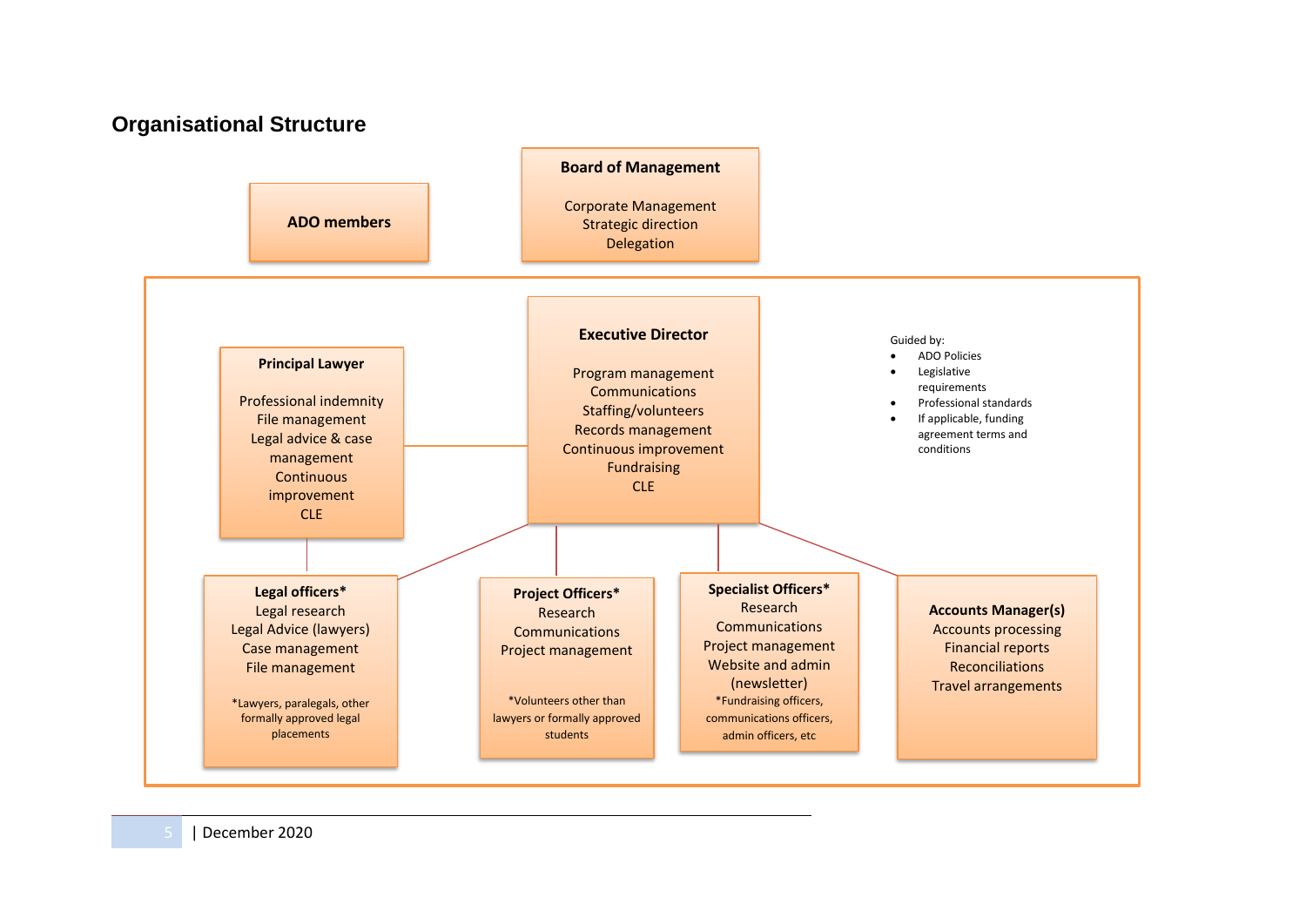## Organisational Structure

**ADO members**

**Board of Management**

Corporate Management
Strategic direction
Delegation

**Executive Director**

Program management
Communications
Staffing/volunteers
Records management
Continuous improvement
Fundraising
CLE

**Principal Lawyer**

Professional indemnity
File management
Legal advice & case management
Continuous improvement
CLE

Guided by:

- ADO Policies
- Legislative requirements
- Professional standards
- If applicable, funding agreement terms and conditions

**Legal officers***
Legal research
Legal Advice (lawyers)
Case management
File management

*Lawyers, paralegals, other formally approved legal placements

**Project Officers***
Research
Communications
Project management

*Volunteers other than lawyers or formally approved students

**Specialist Officers***
Research
Communications
Project management
Website and admin (newsletter)

*Fundraising officers, communications officers, admin officers, etc

**Accounts Manager(s)**
Accounts processing
Financial reports
Reconciliations
Travel arrangements